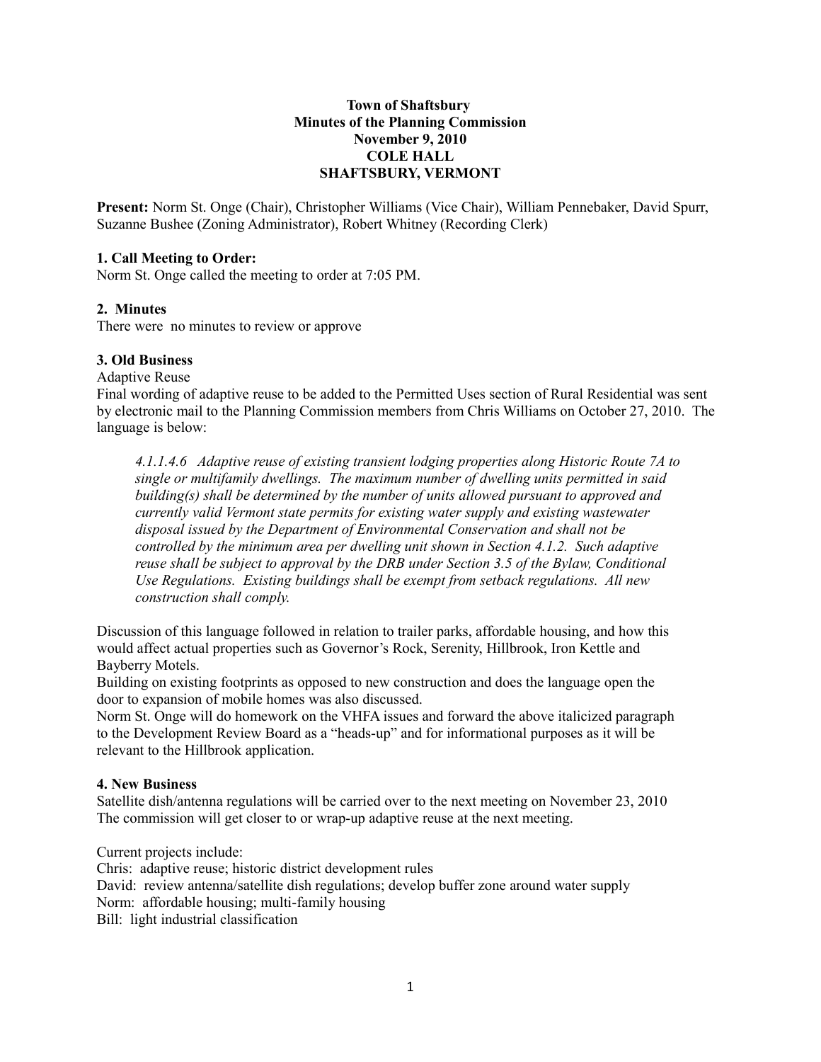**Town of Shaftsbury**
**Minutes of the Planning Commission**
**November 9, 2010**
**COLE HALL**
**SHAFTSBURY, VERMONT**

**Present:** Norm St. Onge (Chair), Christopher Williams (Vice Chair), William Pennebaker, David Spurr, Suzanne Bushee (Zoning Administrator), Robert Whitney (Recording Clerk)

**1. Call Meeting to Order:**
Norm St. Onge called the meeting to order at 7:05 PM.

**2. Minutes**
There were no minutes to review or approve

**3. Old Business**
Adaptive Reuse
Final wording of adaptive reuse to be added to the Permitted Uses section of Rural Residential was sent by electronic mail to the Planning Commission members from Chris Williams on October 27, 2010. The language is below:

> *4.1.1.4.6 Adaptive reuse of existing transient lodging properties along Historic Route 7A to single or multifamily dwellings. The maximum number of dwelling units permitted in said building(s) shall be determined by the number of units allowed pursuant to approved and currently valid Vermont state permits for existing water supply and existing wastewater disposal issued by the Department of Environmental Conservation and shall not be controlled by the minimum area per dwelling unit shown in Section 4.1.2. Such adaptive reuse shall be subject to approval by the DRB under Section 3.5 of the Bylaw, Conditional Use Regulations. Existing buildings shall be exempt from setback regulations. All new construction shall comply.*

Discussion of this language followed in relation to trailer parks, affordable housing, and how this would affect actual properties such as Governor's Rock, Serenity, Hillbrook, Iron Kettle and Bayberry Motels.
Building on existing footprints as opposed to new construction and does the language open the door to expansion of mobile homes was also discussed.
Norm St. Onge will do homework on the VHFA issues and forward the above italicized paragraph to the Development Review Board as a "heads-up" and for informational purposes as it will be relevant to the Hillbrook application.

**4. New Business**
Satellite dish/antenna regulations will be carried over to the next meeting on November 23, 2010
The commission will get closer to or wrap-up adaptive reuse at the next meeting.

Current projects include:
Chris: adaptive reuse; historic district development rules
David: review antenna/satellite dish regulations; develop buffer zone around water supply
Norm: affordable housing; multi-family housing
Bill: light industrial classification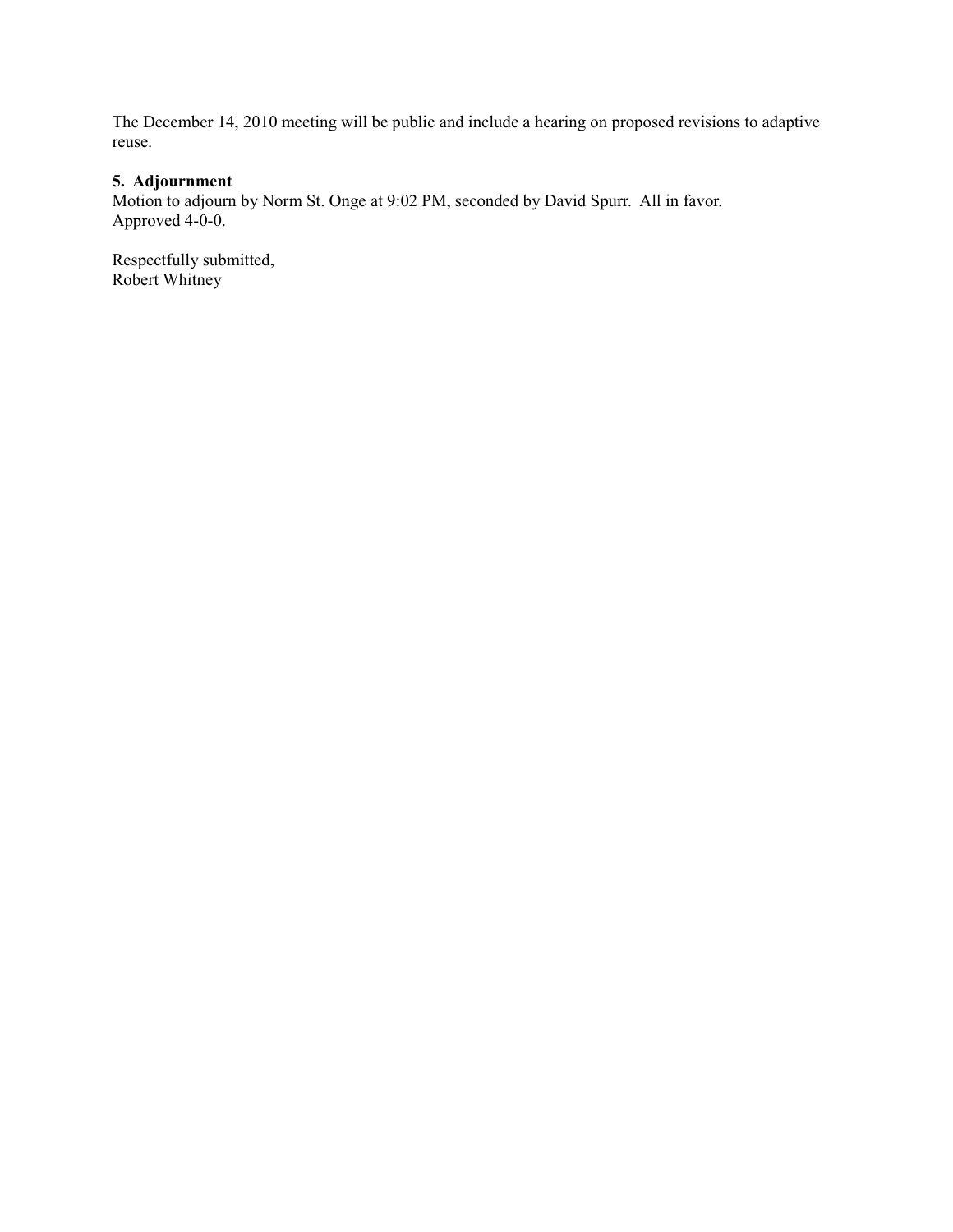The December 14, 2010 meeting will be public and include a hearing on proposed revisions to adaptive reuse.

**5. Adjournment**
Motion to adjourn by Norm St. Onge at 9:02 PM, seconded by David Spurr. All in favor.
Approved 4-0-0.

Respectfully submitted,
Robert Whitney